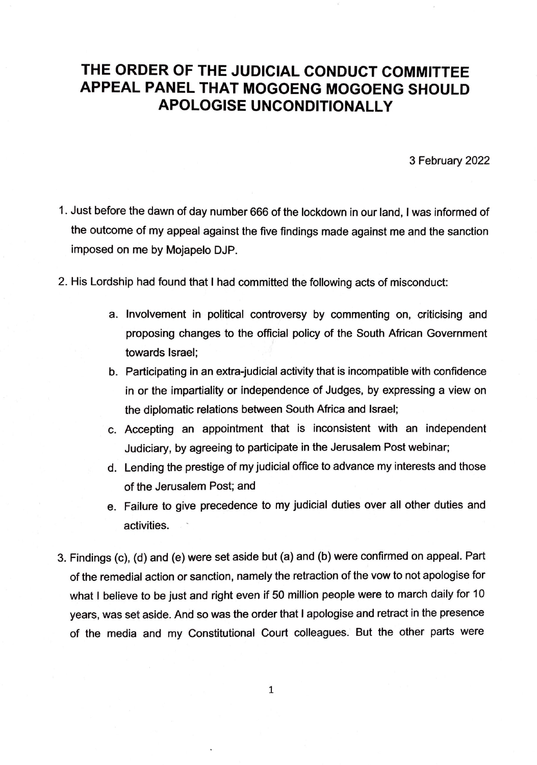# THE ORDER OF THE JUDICIAL CONDUCT COMMITTEE APPEAL PANEL THAT MOGOENG MOGOENG SHOULD APOLOGISE UNCONDITIONALLY

3 February 2022

1. Just before the dawn of day number 666 of the lockdown in our land, I was informed of the outcome of my appeal against the five findings made against me and the sanction imposed on me by Mojapelo DJP.

2. His Lordship had found that I had committed the following acts of misconduct:

    a. Involvement in political controversy by commenting on, criticising and proposing changes to the official policy of the South African Government towards Israel;

    b. Participating in an extra-judicial activity that is incompatible with confidence in or the impartiality or independence of Judges, by expressing a view on the diplomatic relations between South Africa and Israel;

    c. Accepting an appointment that is inconsistent with an independent Judiciary, by agreeing to participate in the Jerusalem Post webinar;

    d. Lending the prestige of my judicial office to advance my interests and those of the Jerusalem Post; and

    e. Failure to give precedence to my judicial duties over all other duties and activities.

3. Findings (c), (d) and (e) were set aside but (a) and (b) were confirmed on appeal. Part of the remedial action or sanction, namely the retraction of the vow to not apologise for what I believe to be just and right even if 50 million people were to march daily for 10 years, was set aside. And so was the order that I apologise and retract in the presence of the media and my Constitutional Court colleagues. But the other parts were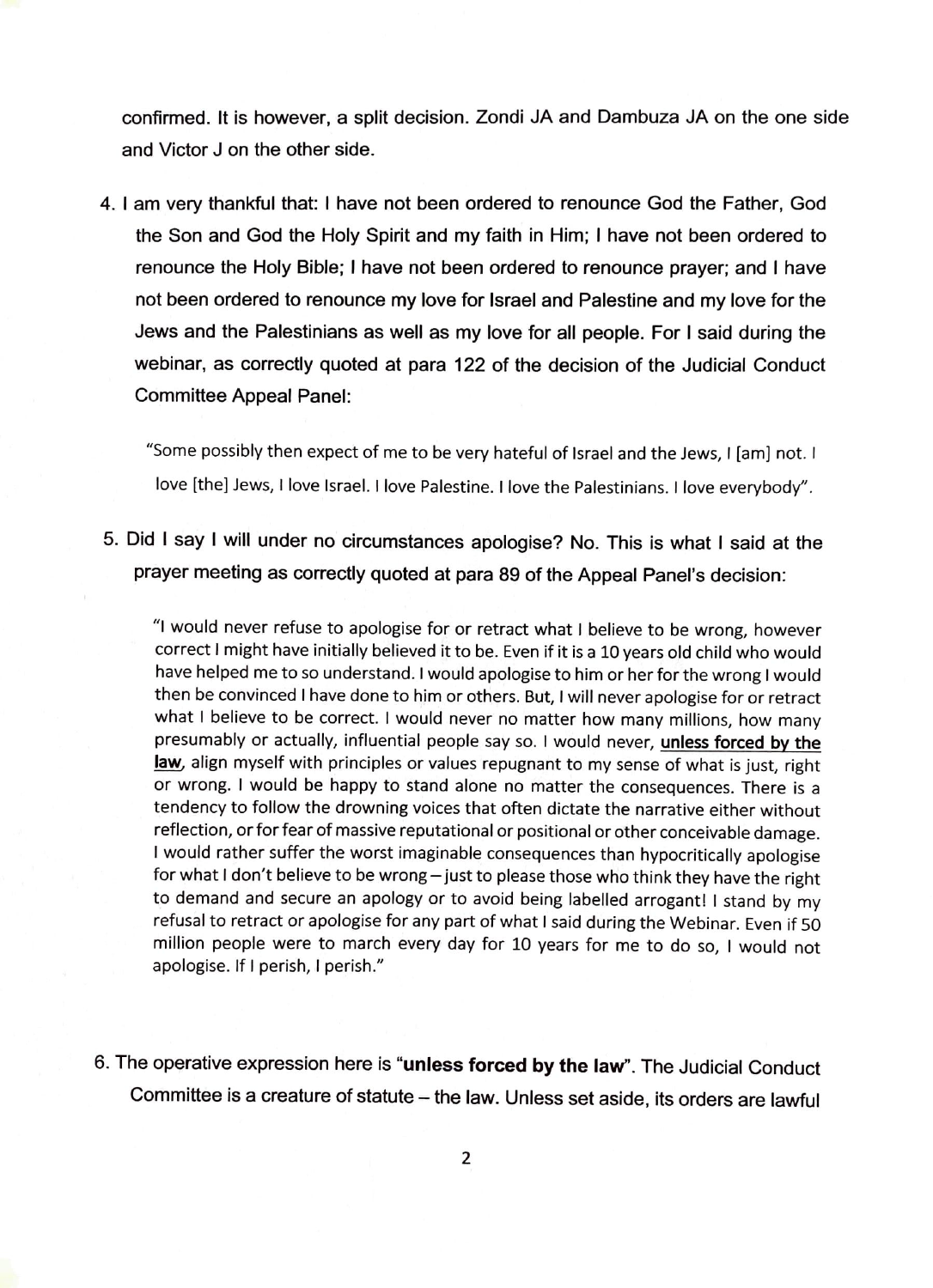confirmed. It is however, a split decision. Zondi JA and Dambuza JA on the one side and Victor J on the other side.

4. I am very thankful that: I have not been ordered to renounce God the Father, God the Son and God the Holy Spirit and my faith in Him; I have not been ordered to renounce the Holy Bible; I have not been ordered to renounce prayer; and I have not been ordered to renounce my love for Israel and Palestine and my love for the Jews and the Palestinians as well as my love for all people. For I said during the webinar, as correctly quoted at para 122 of the decision of the Judicial Conduct Committee Appeal Panel:

   > "Some possibly then expect of me to be very hateful of Israel and the Jews, I [am] not. I love [the] Jews, I love Israel. I love Palestine. I love the Palestinians. I love everybody".

5. Did I say I will under no circumstances apologise? No. This is what I said at the prayer meeting as correctly quoted at para 89 of the Appeal Panel's decision:

   > "I would never refuse to apologise for or retract what I believe to be wrong, however correct I might have initially believed it to be. Even if it is a 10 years old child who would have helped me to so understand. I would apologise to him or her for the wrong I would then be convinced I have done to him or others. But, I will never apologise for or retract what I believe to be correct. I would never no matter how many millions, how many presumably or actually, influential people say so. I would never, **<u>unless forced by the law</u>**, align myself with principles or values repugnant to my sense of what is just, right or wrong. I would be happy to stand alone no matter the consequences. There is a tendency to follow the drowning voices that often dictate the narrative either without reflection, or for fear of massive reputational or positional or other conceivable damage. I would rather suffer the worst imaginable consequences than hypocritically apologise for what I don't believe to be wrong – just to please those who think they have the right to demand and secure an apology or to avoid being labelled arrogant! I stand by my refusal to retract or apologise for any part of what I said during the Webinar. Even if 50 million people were to march every day for 10 years for me to do so, I would not apologise. If I perish, I perish."

6. The operative expression here is "**unless forced by the law**". The Judicial Conduct Committee is a creature of statute – the law. Unless set aside, its orders are lawful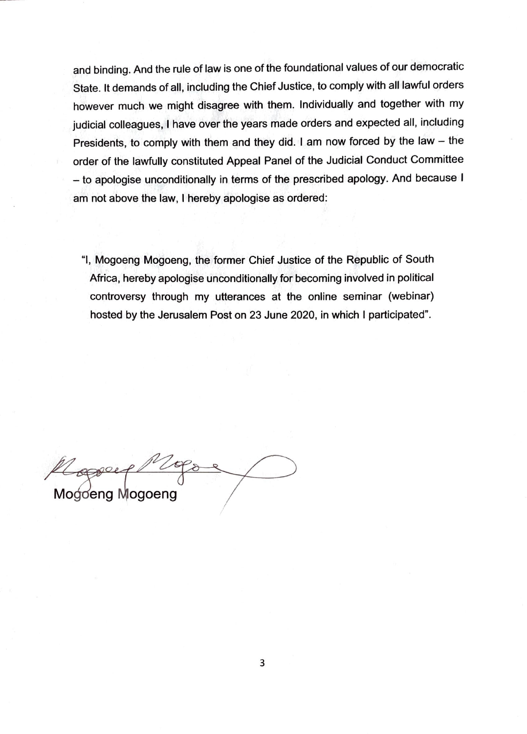and binding. And the rule of law is one of the foundational values of our democratic State. It demands of all, including the Chief Justice, to comply with all lawful orders however much we might disagree with them. Individually and together with my judicial colleagues, I have over the years made orders and expected all, including Presidents, to comply with them and they did. I am now forced by the law – the order of the lawfully constituted Appeal Panel of the Judicial Conduct Committee – to apologise unconditionally in terms of the prescribed apology. And because I am not above the law, I hereby apologise as ordered:

> "I, Mogoeng Mogoeng, the former Chief Justice of the Republic of South Africa, hereby apologise unconditionally for becoming involved in political controversy through my utterances at the online seminar (webinar) hosted by the Jerusalem Post on 23 June 2020, in which I participated".

Mogoeng Mogoeng